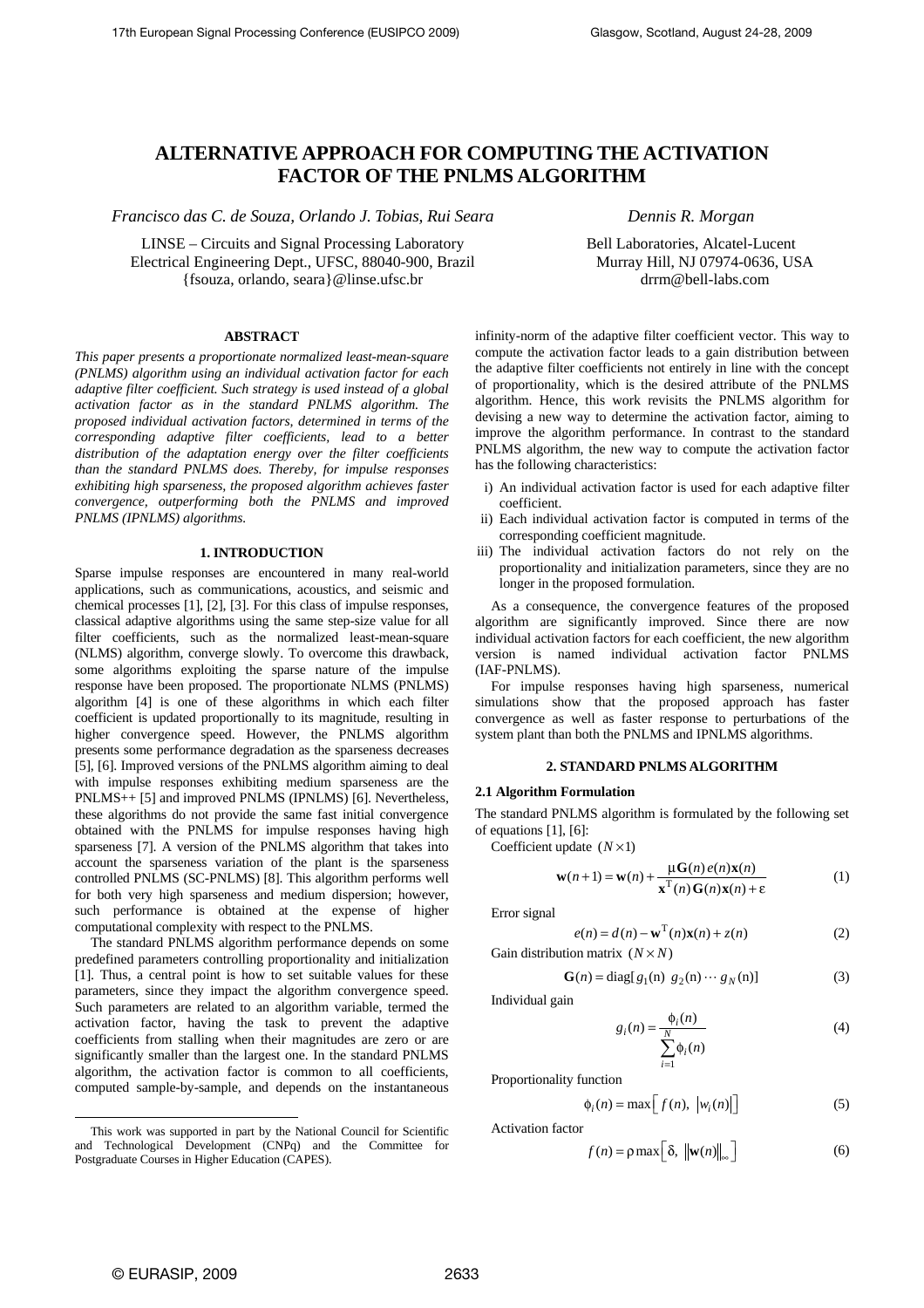# ALTERNATIVE APPROACH FOR COMPUTING THE ACTIVATION FACTOR OF THE PNLMS ALGORITHM

*Francisco das C. de Souza, Orlando J. Tobias, Rui Seara*

LINSE – Circuits and Signal Processing Laboratory
Electrical Engineering Dept., UFSC, 88040-900, Brazil
{fsouza, orlando, seara}@linse.ufsc.br

*Dennis R. Morgan*

Bell Laboratories, Alcatel-Lucent
Murray Hill, NJ 07974-0636, USA
drrm@bell-labs.com

### ABSTRACT

*This paper presents a proportionate normalized least-mean-square (PNLMS) algorithm using an individual activation factor for each adaptive filter coefficient. Such strategy is used instead of a global activation factor as in the standard PNLMS algorithm. The proposed individual activation factors, determined in terms of the corresponding adaptive filter coefficients, lead to a better distribution of the adaptation energy over the filter coefficients than the standard PNLMS does. Thereby, for impulse responses exhibiting high sparseness, the proposed algorithm achieves faster convergence, outperforming both the PNLMS and improved PNLMS (IPNLMS) algorithms.*

## 1. INTRODUCTION

Sparse impulse responses are encountered in many real-world applications, such as communications, acoustics, and seismic and chemical processes [1], [2], [3]. For this class of impulse responses, classical adaptive algorithms using the same step-size value for all filter coefficients, such as the normalized least-mean-square (NLMS) algorithm, converge slowly. To overcome this drawback, some algorithms exploiting the sparse nature of the impulse response have been proposed. The proportionate NLMS (PNLMS) algorithm [4] is one of these algorithms in which each filter coefficient is updated proportionally to its magnitude, resulting in higher convergence speed. However, the PNLMS algorithm presents some performance degradation as the sparseness decreases [5], [6]. Improved versions of the PNLMS algorithm aiming to deal with impulse responses exhibiting medium sparseness are the PNLMS++ [5] and improved PNLMS (IPNLMS) [6]. Nevertheless, these algorithms do not provide the same fast initial convergence obtained with the PNLMS for impulse responses having high sparseness [7]. A version of the PNLMS algorithm that takes into account the sparseness variation of the plant is the sparseness controlled PNLMS (SC-PNLMS) [8]. This algorithm performs well for both very high sparseness and medium dispersion; however, such performance is obtained at the expense of higher computational complexity with respect to the PNLMS.

The standard PNLMS algorithm performance depends on some predefined parameters controlling proportionality and initialization [1]. Thus, a central point is how to set suitable values for these parameters, since they impact the algorithm convergence speed. Such parameters are related to an algorithm variable, termed the activation factor, having the task to prevent the adaptive coefficients from stalling when their magnitudes are zero or are significantly smaller than the largest one. In the standard PNLMS algorithm, the activation factor is common to all coefficients, computed sample-by-sample, and depends on the instantaneous infinity-norm of the adaptive filter coefficient vector. This way to compute the activation factor leads to a gain distribution between the adaptive filter coefficients not entirely in line with the concept of proportionality, which is the desired attribute of the PNLMS algorithm. Hence, this work revisits the PNLMS algorithm for devising a new way to determine the activation factor, aiming to improve the algorithm performance. In contrast to the standard PNLMS algorithm, the new way to compute the activation factor has the following characteristics:

i) An individual activation factor is used for each adaptive filter coefficient.
ii) Each individual activation factor is computed in terms of the corresponding coefficient magnitude.
iii) The individual activation factors do not rely on the proportionality and initialization parameters, since they are no longer in the proposed formulation.

As a consequence, the convergence features of the proposed algorithm are significantly improved. Since there are now individual activation factors for each coefficient, the new algorithm version is named individual activation factor PNLMS (IAF-PNLMS).

For impulse responses having high sparseness, numerical simulations show that the proposed approach has faster convergence as well as faster response to perturbations of the system plant than both the PNLMS and IPNLMS algorithms.

## 2. STANDARD PNLMS ALGORITHM

### 2.1 Algorithm Formulation

The standard PNLMS algorithm is formulated by the following set of equations [1], [6]:

Coefficient update $(N \times 1)$

$$\mathbf{w}(n+1) = \mathbf{w}(n) + \frac{\mu \mathbf{G}(n)\, e(n)\mathbf{x}(n)}{\mathbf{x}^{\mathrm{T}}(n)\,\mathbf{G}(n)\mathbf{x}(n) + \varepsilon} \tag{1}$$

Error signal

$$e(n) = d(n) - \mathbf{w}^{\mathrm{T}}(n)\mathbf{x}(n) + z(n) \tag{2}$$

Gain distribution matrix $(N \times N)$

$$\mathbf{G}(n) = \mathrm{diag}[g_1(n)\ \ g_2(n) \cdots g_N(n)] \tag{3}$$

Individual gain

$$g_i(n) = \frac{\phi_i(n)}{\sum_{i=1}^{N} \phi_i(n)} \tag{4}$$

Proportionality function

$$\phi_i(n) = \max\left[ f(n),\ |w_i(n)| \right] \tag{5}$$

Activation factor

$$f(n) = \rho \max\left[ \delta,\ \|\mathbf{w}(n)\|_\infty \right] \tag{6}$$

This work was supported in part by the National Council for Scientific and Technological Development (CNPq) and the Committee for Postgraduate Courses in Higher Education (CAPES).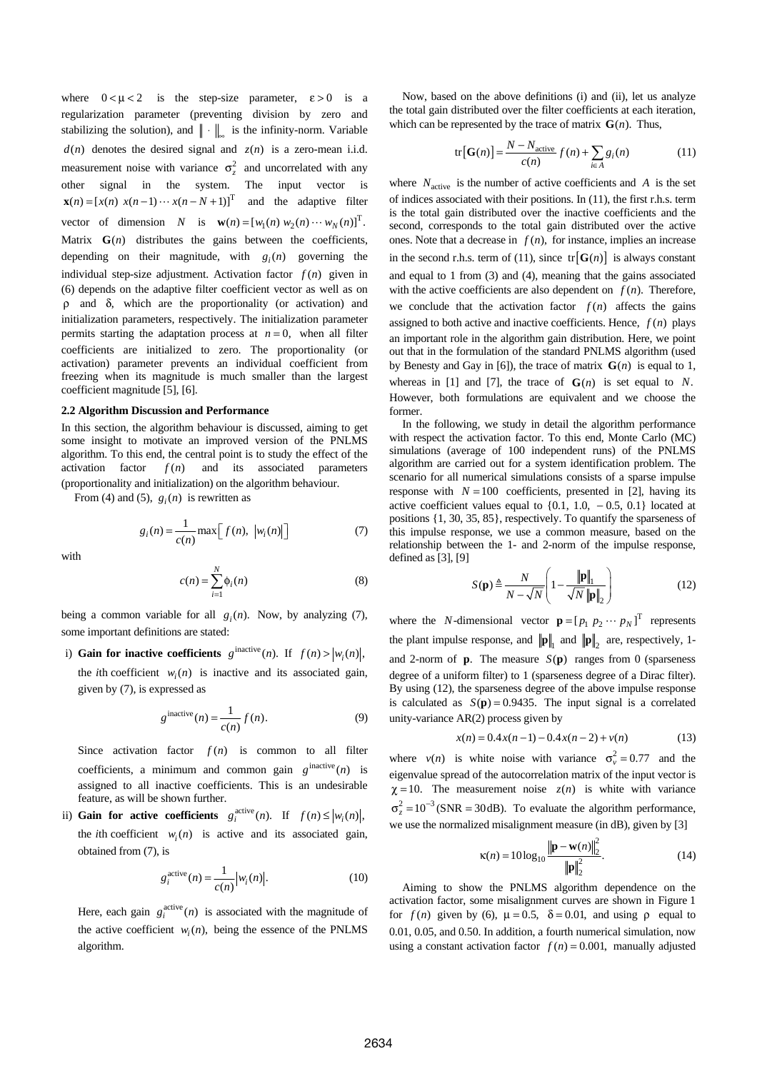where $0 < \mu < 2$ is the step-size parameter, $\varepsilon > 0$ is a regularization parameter (preventing division by zero and stabilizing the solution), and $\| \cdot \|_\infty$ is the infinity-norm. Variable $d(n)$ denotes the desired signal and $z(n)$ is a zero-mean i.i.d. measurement noise with variance $\sigma_z^2$ and uncorrelated with any other signal in the system. The input vector is $\mathbf{x}(n) = [x(n)\ x(n-1) \cdots x(n-N+1)]^{\mathrm{T}}$ and the adaptive filter vector of dimension $N$ is $\mathbf{w}(n) = [w_1(n)\ w_2(n) \cdots w_N(n)]^{\mathrm{T}}$. Matrix $\mathbf{G}(n)$ distributes the gains between the coefficients, depending on their magnitude, with $g_i(n)$ governing the individual step-size adjustment. Activation factor $f(n)$ given in (6) depends on the adaptive filter coefficient vector as well as on $\rho$ and $\delta$, which are the proportionality (or activation) and initialization parameters, respectively. The initialization parameter permits starting the adaptation process at $n = 0$, when all filter coefficients are initialized to zero. The proportionality (or activation) parameter prevents an individual coefficient from freezing when its magnitude is much smaller than the largest coefficient magnitude [5], [6].

### 2.2 Algorithm Discussion and Performance

In this section, the algorithm behaviour is discussed, aiming to get some insight to motivate an improved version of the PNLMS algorithm. To this end, the central point is to study the effect of the activation factor $f(n)$ and its associated parameters (proportionality and initialization) on the algorithm behaviour.

From (4) and (5), $g_i(n)$ is rewritten as

$$g_i(n) = \frac{1}{c(n)} \max\left[ f(n),\ |w_i(n)| \right] \tag{7}$$

with

$$c(n) = \sum_{i=1}^{N} \phi_i(n) \tag{8}$$

being a common variable for all $g_i(n)$. Now, by analyzing (7), some important definitions are stated:

i) **Gain for inactive coefficients** $g^{\text{inactive}}(n)$. If $f(n) > |w_i(n)|$, the $i$th coefficient $w_i(n)$ is inactive and its associated gain, given by (7), is expressed as

$$g^{\text{inactive}}(n) = \frac{1}{c(n)} f(n). \tag{9}$$

Since activation factor $f(n)$ is common to all filter coefficients, a minimum and common gain $g^{\text{inactive}}(n)$ is assigned to all inactive coefficients. This is an undesirable feature, as will be shown further.

ii) **Gain for active coefficients** $g_i^{\text{active}}(n)$. If $f(n) \le |w_i(n)|$, the $i$th coefficient $w_i(n)$ is active and its associated gain, obtained from (7), is

$$g_i^{\text{active}}(n) = \frac{1}{c(n)} |w_i(n)|. \tag{10}$$

Here, each gain $g_i^{\text{active}}(n)$ is associated with the magnitude of the active coefficient $w_i(n)$, being the essence of the PNLMS algorithm.

Now, based on the above definitions (i) and (ii), let us analyze the total gain distributed over the filter coefficients at each iteration, which can be represented by the trace of matrix $\mathbf{G}(n)$. Thus,

$$\operatorname{tr}\left[\mathbf{G}(n)\right] = \frac{N - N_{\text{active}}}{c(n)} f(n) + \sum_{i \in A} g_i(n) \tag{11}$$

where $N_{\text{active}}$ is the number of active coefficients and $A$ is the set of indices associated with their positions. In (11), the first r.h.s. term is the total gain distributed over the inactive coefficients and the second, corresponds to the total gain distributed over the active ones. Note that a decrease in $f(n)$, for instance, implies an increase in the second r.h.s. term of (11), since $\operatorname{tr}\left[\mathbf{G}(n)\right]$ is always constant and equal to 1 from (3) and (4), meaning that the gains associated with the active coefficients are also dependent on $f(n)$. Therefore, we conclude that the activation factor $f(n)$ affects the gains assigned to both active and inactive coefficients. Hence, $f(n)$ plays an important role in the algorithm gain distribution. Here, we point out that in the formulation of the standard PNLMS algorithm (used by Benesty and Gay in [6]), the trace of matrix $\mathbf{G}(n)$ is equal to 1, whereas in [1] and [7], the trace of $\mathbf{G}(n)$ is set equal to $N$. However, both formulations are equivalent and we choose the former.

In the following, we study in detail the algorithm performance with respect the activation factor. To this end, Monte Carlo (MC) simulations (average of 100 independent runs) of the PNLMS algorithm are carried out for a system identification problem. The scenario for all numerical simulations consists of a sparse impulse response with $N = 100$ coefficients, presented in [2], having its active coefficient values equal to {0.1, 1.0, − 0.5, 0.1} located at positions {1, 30, 35, 85}, respectively. To quantify the sparseness of this impulse response, we use a common measure, based on the relationship between the 1- and 2-norm of the impulse response, defined as [3], [9]

$$S(\mathbf{p}) \triangleq \frac{N}{N - \sqrt{N}} \left( 1 - \frac{\|\mathbf{p}\|_1}{\sqrt{N}\,\|\mathbf{p}\|_2} \right) \tag{12}$$

where the $N$-dimensional vector $\mathbf{p} = [p_1\ p_2 \cdots p_N]^{\mathrm{T}}$ represents the plant impulse response, and $\|\mathbf{p}\|_1$ and $\|\mathbf{p}\|_2$ are, respectively, 1- and 2-norm of $\mathbf{p}$. The measure $S(\mathbf{p})$ ranges from 0 (sparseness degree of a uniform filter) to 1 (sparseness degree of a Dirac filter). By using (12), the sparseness degree of the above impulse response is calculated as $S(\mathbf{p}) = 0.9435$. The input signal is a correlated unity-variance AR(2) process given by

$$x(n) = 0.4x(n-1) - 0.4x(n-2) + v(n) \tag{13}$$

where $v(n)$ is white noise with variance $\sigma_v^2 = 0.77$ and the eigenvalue spread of the autocorrelation matrix of the input vector is $\chi = 10$. The measurement noise $z(n)$ is white with variance $\sigma_z^2 = 10^{-3}$ (SNR = 30 dB). To evaluate the algorithm performance, we use the normalized misalignment measure (in dB), given by [3]

$$\kappa(n) = 10\log_{10} \frac{\|\mathbf{p} - \mathbf{w}(n)\|_2^2}{\|\mathbf{p}\|_2^2}. \tag{14}$$

Aiming to show the PNLMS algorithm dependence on the activation factor, some misalignment curves are shown in Figure 1 for $f(n)$ given by (6), $\mu = 0.5$, $\delta = 0.01$, and using $\rho$ equal to 0.01, 0.05, and 0.50. In addition, a fourth numerical simulation, now using a constant activation factor $f(n) = 0.001$, manually adjusted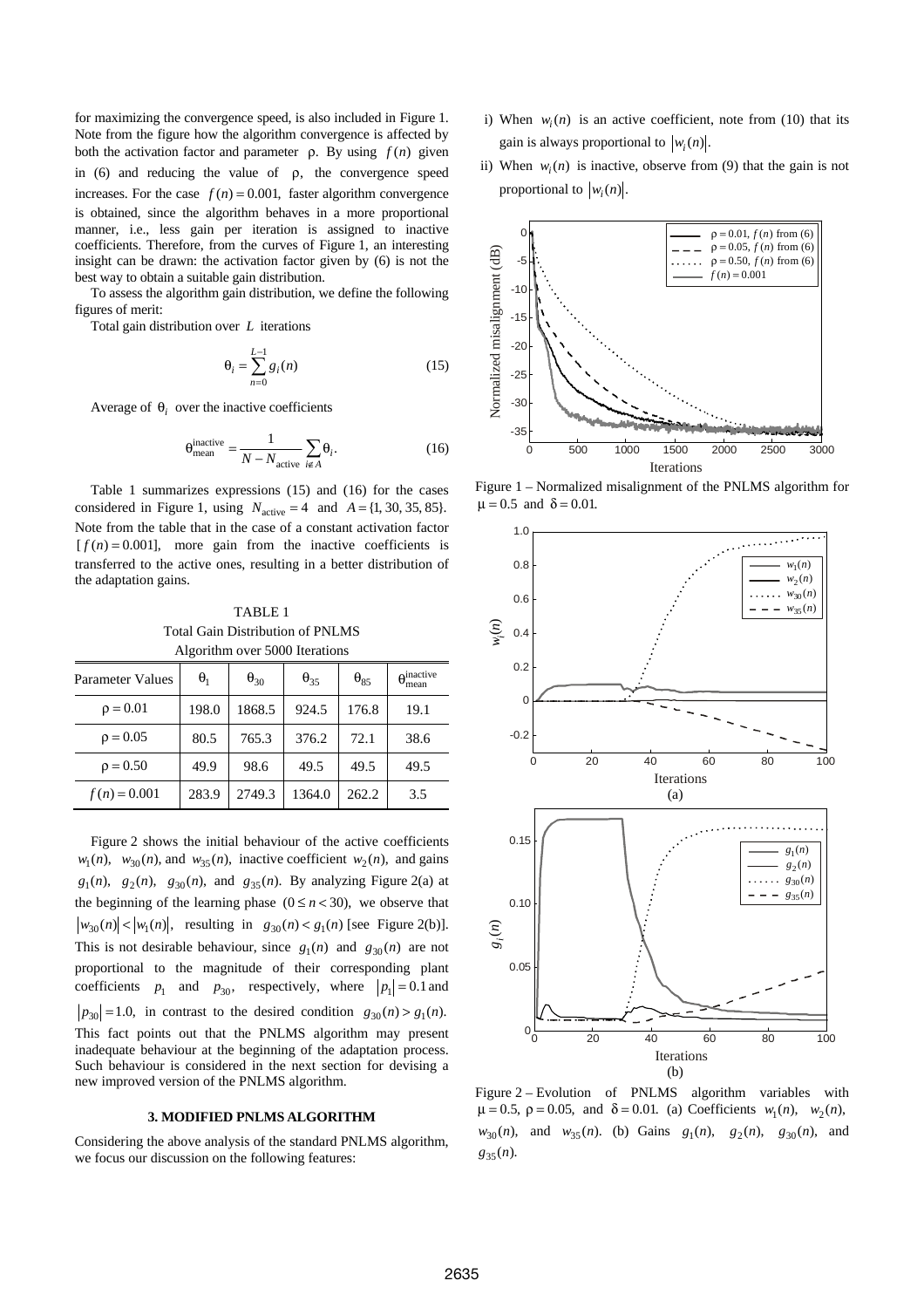for maximizing the convergence speed, is also included in Figure 1. Note from the figure how the algorithm convergence is affected by both the activation factor and parameter $\rho$. By using $f(n)$ given in (6) and reducing the value of $\rho$, the convergence speed increases. For the case $f(n) = 0.001$, faster algorithm convergence is obtained, since the algorithm behaves in a more proportional manner, i.e., less gain per iteration is assigned to inactive coefficients. Therefore, from the curves of Figure 1, an interesting insight can be drawn: the activation factor given by (6) is not the best way to obtain a suitable gain distribution.

To assess the algorithm gain distribution, we define the following figures of merit:

Total gain distribution over $L$ iterations

$$\theta_i = \sum_{n=0}^{L-1} g_i(n) \tag{15}$$

Average of $\theta_i$ over the inactive coefficients

$$\theta_{\text{mean}}^{\text{inactive}} = \frac{1}{N - N_{\text{active}}} \sum_{i \notin A} \theta_i. \tag{16}$$

Table 1 summarizes expressions (15) and (16) for the cases considered in Figure 1, using $N_{\text{active}} = 4$ and $A = \{1, 30, 35, 85\}$. Note from the table that in the case of a constant activation factor $[f(n) = 0.001]$, more gain from the inactive coefficients is transferred to the active ones, resulting in a better distribution of the adaptation gains.

TABLE 1
Total Gain Distribution of PNLMS Algorithm over 5000 Iterations

| Parameter Values | $\theta_1$ | $\theta_{30}$ | $\theta_{35}$ | $\theta_{85}$ | $\theta_{\text{mean}}^{\text{inactive}}$ |
|---|---|---|---|---|---|
| $\rho = 0.01$ | 198.0 | 1868.5 | 924.5 | 176.8 | 19.1 |
| $\rho = 0.05$ | 80.5 | 765.3 | 376.2 | 72.1 | 38.6 |
| $\rho = 0.50$ | 49.9 | 98.6 | 49.5 | 49.5 | 49.5 |
| $f(n) = 0.001$ | 283.9 | 2749.3 | 1364.0 | 262.2 | 3.5 |

Figure 2 shows the initial behaviour of the active coefficients $w_1(n)$, $w_{30}(n)$, and $w_{35}(n)$, inactive coefficient $w_2(n)$, and gains $g_1(n)$, $g_2(n)$, $g_{30}(n)$, and $g_{35}(n)$. By analyzing Figure 2(a) at the beginning of the learning phase $(0 \le n < 30)$, we observe that $|w_{30}(n)| < |w_1(n)|$, resulting in $g_{30}(n) < g_1(n)$ [see Figure 2(b)]. This is not desirable behaviour, since $g_1(n)$ and $g_{30}(n)$ are not proportional to the magnitude of their corresponding plant coefficients $p_1$ and $p_{30}$, respectively, where $|p_1| = 0.1$ and $|p_{30}| = 1.0$, in contrast to the desired condition $g_{30}(n) > g_1(n)$. This fact points out that the PNLMS algorithm may present inadequate behaviour at the beginning of the adaptation process. Such behaviour is considered in the next section for devising a new improved version of the PNLMS algorithm.

### 3. MODIFIED PNLMS ALGORITHM

Considering the above analysis of the standard PNLMS algorithm, we focus our discussion on the following features:

i) When $w_i(n)$ is an active coefficient, note from (10) that its gain is always proportional to $|w_i(n)|$.

ii) When $w_i(n)$ is inactive, observe from (9) that the gain is not proportional to $|w_i(n)|$.

Figure 1 – Normalized misalignment of the PNLMS algorithm for $\mu = 0.5$ and $\delta = 0.01$.

Figure 2 – Evolution of PNLMS algorithm variables with $\mu = 0.5$, $\rho = 0.05$, and $\delta = 0.01$. (a) Coefficients $w_1(n)$, $w_2(n)$, $w_{30}(n)$, and $w_{35}(n)$. (b) Gains $g_1(n)$, $g_2(n)$, $g_{30}(n)$, and $g_{35}(n)$.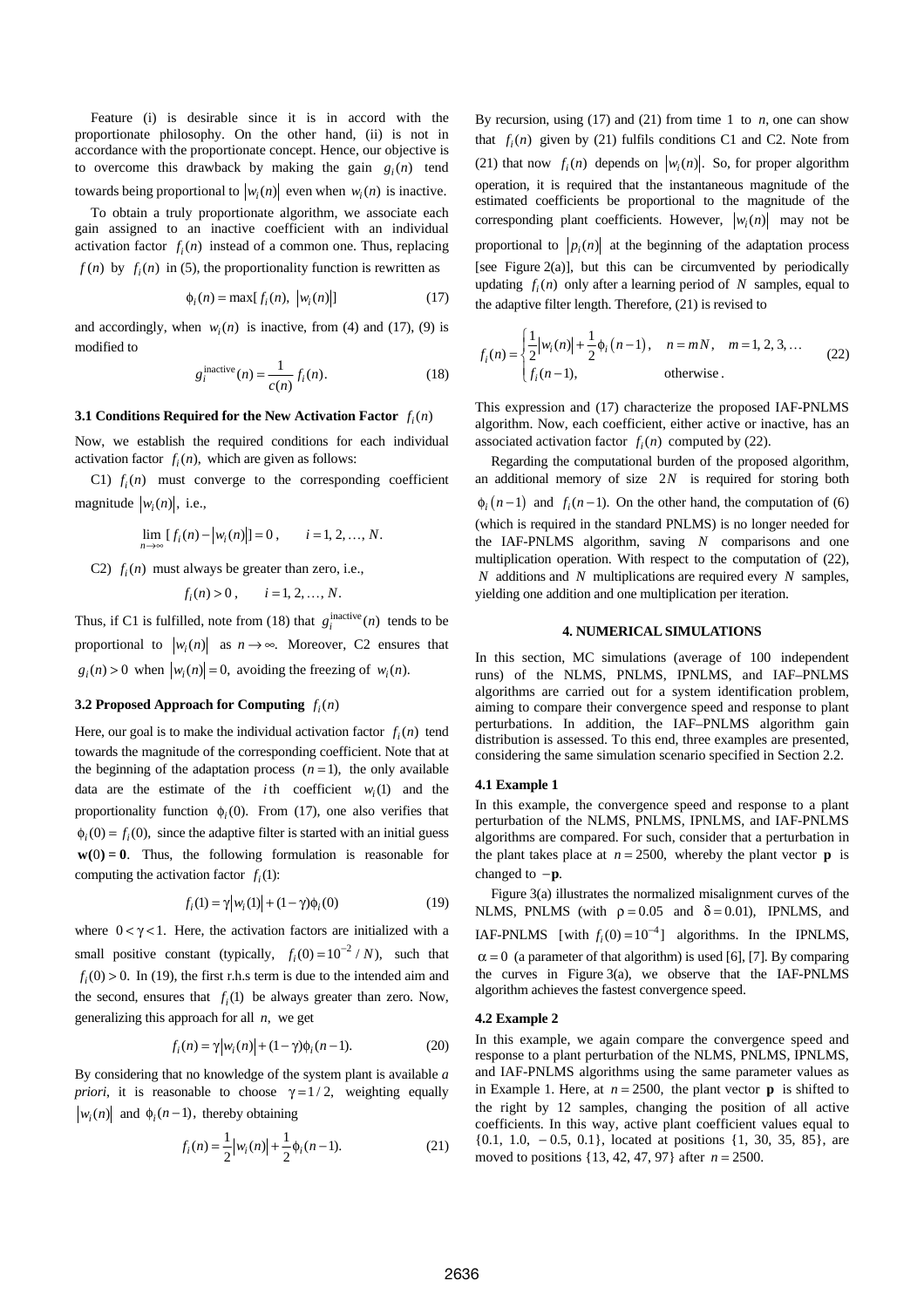Feature (i) is desirable since it is in accord with the proportionate philosophy. On the other hand, (ii) is not in accordance with the proportionate concept. Hence, our objective is to overcome this drawback by making the gain $g_i(n)$ tend towards being proportional to $|w_i(n)|$ even when $w_i(n)$ is inactive.

To obtain a truly proportionate algorithm, we associate each gain assigned to an inactive coefficient with an individual activation factor $f_i(n)$ instead of a common one. Thus, replacing $f(n)$ by $f_i(n)$ in (5), the proportionality function is rewritten as

$$\phi_i(n) = \max[f_i(n),\ |w_i(n)|] \tag{17}$$

and accordingly, when $w_i(n)$ is inactive, from (4) and (17), (9) is modified to

$$g_i^{\text{inactive}}(n) = \frac{1}{c(n)} f_i(n). \tag{18}$$

### 3.1 Conditions Required for the New Activation Factor $f_i(n)$

Now, we establish the required conditions for each individual activation factor $f_i(n)$, which are given as follows:

C1) $f_i(n)$ must converge to the corresponding coefficient magnitude $|w_i(n)|$, i.e.,

$$\lim_{n\to\infty} [f_i(n) - |w_i(n)|] = 0, \qquad i = 1, 2, \ldots, N.$$

C2) $f_i(n)$ must always be greater than zero, i.e.,

$$f_i(n) > 0, \qquad i = 1, 2, \ldots, N.$$

Thus, if C1 is fulfilled, note from (18) that $g_i^{\text{inactive}}(n)$ tends to be proportional to $|w_i(n)|$ as $n \to \infty$. Moreover, C2 ensures that $g_i(n) > 0$ when $|w_i(n)| = 0$, avoiding the freezing of $w_i(n)$.

### 3.2 Proposed Approach for Computing $f_i(n)$

Here, our goal is to make the individual activation factor $f_i(n)$ tend towards the magnitude of the corresponding coefficient. Note that at the beginning of the adaptation process $(n = 1)$, the only available data are the estimate of the $i$th coefficient $w_i(1)$ and the proportionality function $\phi_i(0)$. From (17), one also verifies that $\phi_i(0) = f_i(0)$, since the adaptive filter is started with an initial guess $\mathbf{w(0) = 0}$. Thus, the following formulation is reasonable for computing the activation factor $f_i(1)$:

$$f_i(1) = \gamma|w_i(1)| + (1-\gamma)\phi_i(0) \tag{19}$$

where $0 < \gamma < 1$. Here, the activation factors are initialized with a small positive constant (typically, $f_i(0) = 10^{-2}/N$), such that $f_i(0) > 0$. In (19), the first r.h.s term is due to the intended aim and the second, ensures that $f_i(1)$ be always greater than zero. Now, generalizing this approach for all $n$, we get

$$f_i(n) = \gamma|w_i(n)| + (1-\gamma)\phi_i(n-1). \tag{20}$$

By considering that no knowledge of the system plant is available *a priori*, it is reasonable to choose $\gamma = 1/2$, weighting equally $|w_i(n)|$ and $\phi_i(n-1)$, thereby obtaining

$$f_i(n) = \frac{1}{2}|w_i(n)| + \frac{1}{2}\phi_i(n-1). \tag{21}$$

By recursion, using (17) and (21) from time 1 to $n$, one can show that $f_i(n)$ given by (21) fulfils conditions C1 and C2. Note from (21) that now $f_i(n)$ depends on $|w_i(n)|$. So, for proper algorithm operation, it is required that the instantaneous magnitude of the estimated coefficients be proportional to the magnitude of the corresponding plant coefficients. However, $|w_i(n)|$ may not be proportional to $|p_i(n)|$ at the beginning of the adaptation process [see Figure 2(a)], but this can be circumvented by periodically updating $f_i(n)$ only after a learning period of $N$ samples, equal to the adaptive filter length. Therefore, (21) is revised to

$$f_i(n) = \begin{cases} \dfrac{1}{2}|w_i(n)| + \dfrac{1}{2}\phi_i(n-1), & n = mN, \quad m = 1, 2, 3, \ldots \\ f_i(n-1), & \text{otherwise}. \end{cases} \tag{22}$$

This expression and (17) characterize the proposed IAF-PNLMS algorithm. Now, each coefficient, either active or inactive, has an associated activation factor $f_i(n)$ computed by (22).

Regarding the computational burden of the proposed algorithm, an additional memory of size $2N$ is required for storing both $\phi_i(n-1)$ and $f_i(n-1)$. On the other hand, the computation of (6) (which is required in the standard PNLMS) is no longer needed for the IAF-PNLMS algorithm, saving $N$ comparisons and one multiplication operation. With respect to the computation of (22), $N$ additions and $N$ multiplications are required every $N$ samples, yielding one addition and one multiplication per iteration.

## 4. NUMERICAL SIMULATIONS

In this section, MC simulations (average of 100 independent runs) of the NLMS, PNLMS, IPNLMS, and IAF–PNLMS algorithms are carried out for a system identification problem, aiming to compare their convergence speed and response to plant perturbations. In addition, the IAF–PNLMS algorithm gain distribution is assessed. To this end, three examples are presented, considering the same simulation scenario specified in Section 2.2.

### 4.1 Example 1

In this example, the convergence speed and response to a plant perturbation of the NLMS, PNLMS, IPNLMS, and IAF-PNLMS algorithms are compared. For such, consider that a perturbation in the plant takes place at $n = 2500$, whereby the plant vector $\mathbf{p}$ is changed to $-\mathbf{p}$.

Figure 3(a) illustrates the normalized misalignment curves of the NLMS, PNLMS (with $\rho = 0.05$ and $\delta = 0.01$), IPNLMS, and IAF-PNLMS [with $f_i(0) = 10^{-4}$] algorithms. In the IPNLMS, $\alpha = 0$ (a parameter of that algorithm) is used [6], [7]. By comparing the curves in Figure 3(a), we observe that the IAF-PNLMS algorithm achieves the fastest convergence speed.

### 4.2 Example 2

In this example, we again compare the convergence speed and response to a plant perturbation of the NLMS, PNLMS, IPNLMS, and IAF-PNLMS algorithms using the same parameter values as in Example 1. Here, at $n = 2500$, the plant vector $\mathbf{p}$ is shifted to the right by 12 samples, changing the position of all active coefficients. In this way, active plant coefficient values equal to {0.1, 1.0, −0.5, 0.1}, located at positions {1, 30, 35, 85}, are moved to positions {13, 42, 47, 97} after $n = 2500$.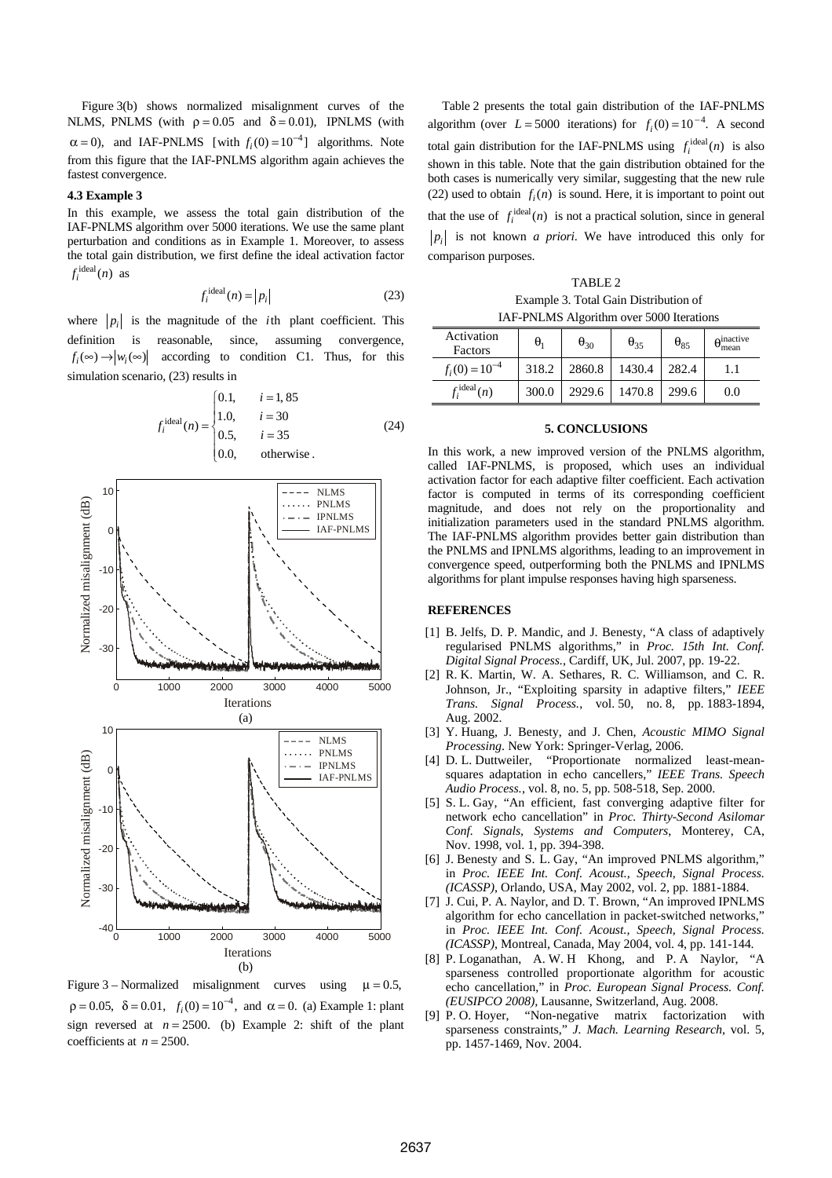Figure 3(b) shows normalized misalignment curves of the NLMS, PNLMS (with $\rho = 0.05$ and $\delta = 0.01$), IPNLMS (with $\alpha = 0$), and IAF-PNLMS [with $f_i(0) = 10^{-4}$] algorithms. Note from this figure that the IAF-PNLMS algorithm again achieves the fastest convergence.

### 4.3 Example 3

In this example, we assess the total gain distribution of the IAF-PNLMS algorithm over 5000 iterations. We use the same plant perturbation and conditions as in Example 1. Moreover, to assess the total gain distribution, we first define the ideal activation factor $f_i^{\text{ideal}}(n)$ as

$$f_i^{\text{ideal}}(n) = |p_i| \tag{23}$$

where $|p_i|$ is the magnitude of the $i$th plant coefficient. This definition is reasonable, since, assuming convergence, $f_i(\infty) \to |w_i(\infty)|$ according to condition C1. Thus, for this simulation scenario, (23) results in

$$f_i^{\text{ideal}}(n) = \begin{cases} 0.1, & i = 1, 85 \\ 1.0, & i = 30 \\ 0.5, & i = 35 \\ 0.0, & \text{otherwise}. \end{cases} \tag{24}$$

10
0
-10
-20
-30
Normalized misalignment (dB)
0 1000 2000 3000 4000 5000
Iterations
NLMS
PNLMS
IPNLMS
IAF-PNLMS
(a)

10
0
-10
-20
-30
-40
Normalized misalignment (dB)
0 1000 2000 3000 4000 5000
Iterations
NLMS
PNLMS
IPNLMS
IAF-PNLMS
(b)

Figure 3 – Normalized misalignment curves using $\mu = 0.5$, $\rho = 0.05$, $\delta = 0.01$, $f_i(0) = 10^{-4}$, and $\alpha = 0$. (a) Example 1: plant sign reversed at $n = 2500$. (b) Example 2: shift of the plant coefficients at $n = 2500$.

Table 2 presents the total gain distribution of the IAF-PNLMS algorithm (over $L = 5000$ iterations) for $f_i(0) = 10^{-4}$. A second total gain distribution for the IAF-PNLMS using $f_i^{\text{ideal}}(n)$ is also shown in this table. Note that the gain distribution obtained for the both cases is numerically very similar, suggesting that the new rule (22) used to obtain $f_i(n)$ is sound. Here, it is important to point out that the use of $f_i^{\text{ideal}}(n)$ is not a practical solution, since in general $|p_i|$ is not known *a priori*. We have introduced this only for comparison purposes.

TABLE 2
Example 3. Total Gain Distribution of
IAF-PNLMS Algorithm over 5000 Iterations

| Activation Factors | $\theta_1$ | $\theta_{30}$ | $\theta_{35}$ | $\theta_{85}$ | $\theta_{\text{mean}}^{\text{inactive}}$ |
|---|---|---|---|---|---|
| $f_i(0) = 10^{-4}$ | 318.2 | 2860.8 | 1430.4 | 282.4 | 1.1 |
| $f_i^{\text{ideal}}(n)$ | 300.0 | 2929.6 | 1470.8 | 299.6 | 0.0 |

## 5. CONCLUSIONS

In this work, a new improved version of the PNLMS algorithm, called IAF-PNLMS, is proposed, which uses an individual activation factor for each adaptive filter coefficient. Each activation factor is computed in terms of its corresponding coefficient magnitude, and does not rely on the proportionality and initialization parameters used in the standard PNLMS algorithm. The IAF-PNLMS algorithm provides better gain distribution than the PNLMS and IPNLMS algorithms, leading to an improvement in convergence speed, outperforming both the PNLMS and IPNLMS algorithms for plant impulse responses having high sparseness.

## REFERENCES

[1] B. Jelfs, D. P. Mandic, and J. Benesty, "A class of adaptively regularised PNLMS algorithms," in *Proc. 15th Int. Conf. Digital Signal Process.*, Cardiff, UK, Jul. 2007, pp. 19-22.

[2] R. K. Martin, W. A. Sethares, R. C. Williamson, and C. R. Johnson, Jr., "Exploiting sparsity in adaptive filters," *IEEE Trans. Signal Process.*, vol. 50, no. 8, pp. 1883-1894, Aug. 2002.

[3] Y. Huang, J. Benesty, and J. Chen, *Acoustic MIMO Signal Processing*. New York: Springer-Verlag, 2006.

[4] D. L. Duttweiler, "Proportionate normalized least-mean-squares adaptation in echo cancellers," *IEEE Trans. Speech Audio Process.*, vol. 8, no. 5, pp. 508-518, Sep. 2000.

[5] S. L. Gay, "An efficient, fast converging adaptive filter for network echo cancellation" in *Proc. Thirty-Second Asilomar Conf. Signals, Systems and Computers*, Monterey, CA, Nov. 1998, vol. 1, pp. 394-398.

[6] J. Benesty and S. L. Gay, "An improved PNLMS algorithm," in *Proc. IEEE Int. Conf. Acoust., Speech, Signal Process. (ICASSP)*, Orlando, USA, May 2002, vol. 2, pp. 1881-1884.

[7] J. Cui, P. A. Naylor, and D. T. Brown, "An improved IPNLMS algorithm for echo cancellation in packet-switched networks," in *Proc. IEEE Int. Conf. Acoust., Speech, Signal Process. (ICASSP)*, Montreal, Canada, May 2004, vol. 4, pp. 141-144.

[8] P. Loganathan, A. W. H Khong, and P. A Naylor, "A sparseness controlled proportionate algorithm for acoustic echo cancellation," in *Proc. European Signal Process. Conf. (EUSIPCO 2008)*, Lausanne, Switzerland, Aug. 2008.

[9] P. O. Hoyer, "Non-negative matrix factorization with sparseness constraints," *J. Mach. Learning Research*, vol. 5, pp. 1457-1469, Nov. 2004.